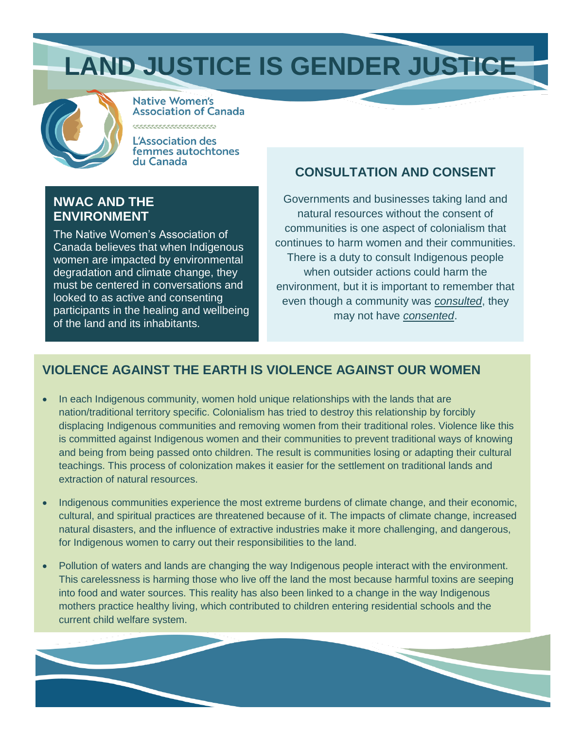# LAND JUSTICE IS GENDER JUSTICE

Native Women's Association of Canada

L'Association des femmes autochtones du Canada

## NWAC AND THE ENVIRONMENT

The Native Women's Association of Canada believes that when Indigenous women are impacted by environmental degradation and climate change, they must be centered in conversations and looked to as active and consenting participants in the healing and wellbeing of the land and its inhabitants.

## CONSULTATION AND CONSENT

Governments and businesses taking land and natural resources without the consent of communities is one aspect of colonialism that continues to harm women and their communities. There is a duty to consult Indigenous people when outsider actions could harm the environment, but it is important to remember that even though a community was ***consulted***, they may not have ***consented***.

## VIOLENCE AGAINST THE EARTH IS VIOLENCE AGAINST OUR WOMEN

- In each Indigenous community, women hold unique relationships with the lands that are nation/traditional territory specific. Colonialism has tried to destroy this relationship by forcibly displacing Indigenous communities and removing women from their traditional roles. Violence like this is committed against Indigenous women and their communities to prevent traditional ways of knowing and being from being passed onto children. The result is communities losing or adapting their cultural teachings. This process of colonization makes it easier for the settlement on traditional lands and extraction of natural resources.
- Indigenous communities experience the most extreme burdens of climate change, and their economic, cultural, and spiritual practices are threatened because of it. The impacts of climate change, increased natural disasters, and the influence of extractive industries make it more challenging, and dangerous, for Indigenous women to carry out their responsibilities to the land.
- Pollution of waters and lands are changing the way Indigenous people interact with the environment. This carelessness is harming those who live off the land the most because harmful toxins are seeping into food and water sources. This reality has also been linked to a change in the way Indigenous mothers practice healthy living, which contributed to children entering residential schools and the current child welfare system.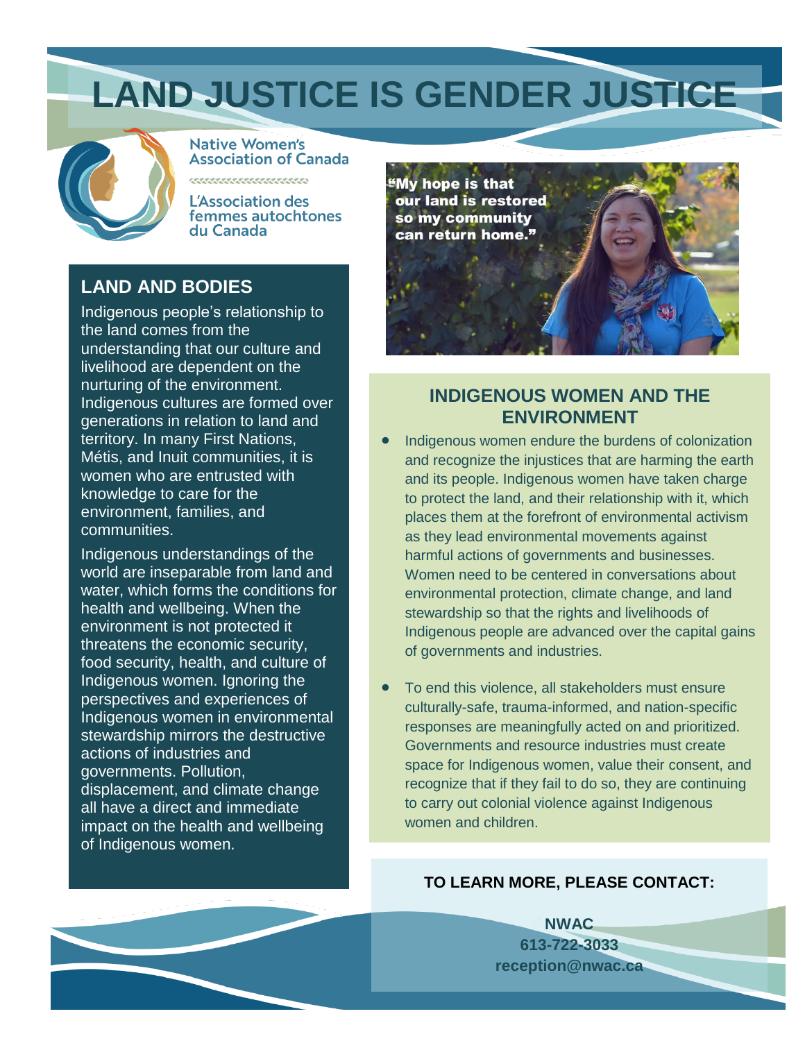# LAND JUSTICE IS GENDER JUSTICE

Native Women's Association of Canada

L'Association des femmes autochtones du Canada

## LAND AND BODIES

Indigenous people's relationship to the land comes from the understanding that our culture and livelihood are dependent on the nurturing of the environment. Indigenous cultures are formed over generations in relation to land and territory. In many First Nations, Métis, and Inuit communities, it is women who are entrusted with knowledge to care for the environment, families, and communities.

Indigenous understandings of the world are inseparable from land and water, which forms the conditions for health and wellbeing. When the environment is not protected it threatens the economic security, food security, health, and culture of Indigenous women. Ignoring the perspectives and experiences of Indigenous women in environmental stewardship mirrors the destructive actions of industries and governments. Pollution, displacement, and climate change all have a direct and immediate impact on the health and wellbeing of Indigenous women.

**"My hope is that our land is restored so my community can return home."**

## INDIGENOUS WOMEN AND THE ENVIRONMENT

- Indigenous women endure the burdens of colonization and recognize the injustices that are harming the earth and its people. Indigenous women have taken charge to protect the land, and their relationship with it, which places them at the forefront of environmental activism as they lead environmental movements against harmful actions of governments and businesses. Women need to be centered in conversations about environmental protection, climate change, and land stewardship so that the rights and livelihoods of Indigenous people are advanced over the capital gains of governments and industries.

- To end this violence, all stakeholders must ensure culturally-safe, trauma-informed, and nation-specific responses are meaningfully acted on and prioritized. Governments and resource industries must create space for Indigenous women, value their consent, and recognize that if they fail to do so, they are continuing to carry out colonial violence against Indigenous women and children.

**TO LEARN MORE, PLEASE CONTACT:**

**NWAC**
**613-722-3033**
**reception@nwac.ca**